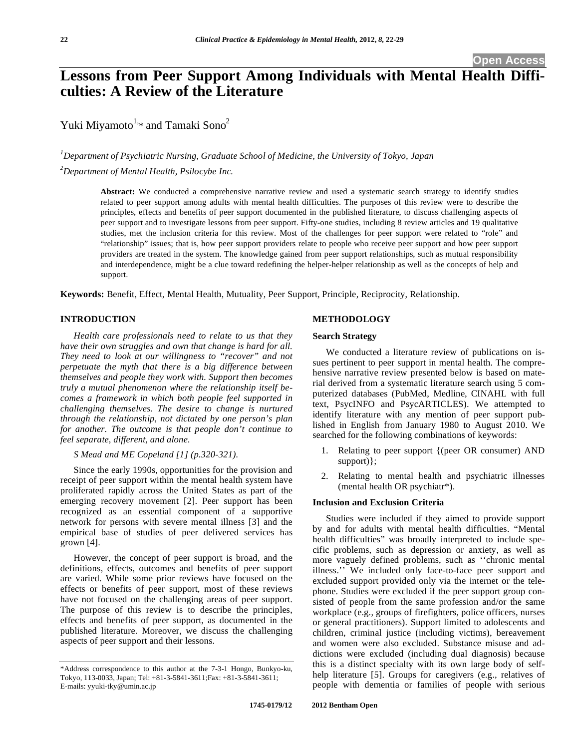Open Access

# Lessons from Peer Support Among Individuals with Mental Health Difficulties: A Review of the Literature

Yuki Miyamoto[1,*] and Tamaki Sono[2]

[1]Department of Psychiatric Nursing, Graduate School of Medicine, the University of Tokyo, Japan

[2]Department of Mental Health, Psilocybe Inc.

**Abstract:** We conducted a comprehensive narrative review and used a systematic search strategy to identify studies related to peer support among adults with mental health difficulties. The purposes of this review were to describe the principles, effects and benefits of peer support documented in the published literature, to discuss challenging aspects of peer support and to investigate lessons from peer support. Fifty-one studies, including 8 review articles and 19 qualitative studies, met the inclusion criteria for this review. Most of the challenges for peer support were related to "role" and "relationship" issues; that is, how peer support providers relate to people who receive peer support and how peer support providers are treated in the system. The knowledge gained from peer support relationships, such as mutual responsibility and interdependence, might be a clue toward redefining the helper-helper relationship as well as the concepts of help and support.

**Keywords:** Benefit, Effect, Mental Health, Mutuality, Peer Support, Principle, Reciprocity, Relationship.

## INTRODUCTION

*Health care professionals need to relate to us that they have their own struggles and own that change is hard for all. They need to look at our willingness to "recover" and not perpetuate the myth that there is a big difference between themselves and people they work with. Support then becomes truly a mutual phenomenon where the relationship itself becomes a framework in which both people feel supported in challenging themselves. The desire to change is nurtured through the relationship, not dictated by one person's plan for another. The outcome is that people don't continue to feel separate, different, and alone.*

*S Mead and ME Copeland [1] (p.320-321).*

Since the early 1990s, opportunities for the provision and receipt of peer support within the mental health system have proliferated rapidly across the United States as part of the emerging recovery movement [2]. Peer support has been recognized as an essential component of a supportive network for persons with severe mental illness [3] and the empirical base of studies of peer delivered services has grown [4].

However, the concept of peer support is broad, and the definitions, effects, outcomes and benefits of peer support are varied. While some prior reviews have focused on the effects or benefits of peer support, most of these reviews have not focused on the challenging areas of peer support. The purpose of this review is to describe the principles, effects and benefits of peer support, as documented in the published literature. Moreover, we discuss the challenging aspects of peer support and their lessons.

*Address correspondence to this author at the 7-3-1 Hongo, Bunkyo-ku, Tokyo, 113-0033, Japan; Tel: +81-3-5841-3611;Fax: +81-3-5841-3611; E-mails: yyuki-tky@umin.ac.jp

## METHODOLOGY

### Search Strategy

We conducted a literature review of publications on issues pertinent to peer support in mental health. The comprehensive narrative review presented below is based on material derived from a systematic literature search using 5 computerized databases (PubMed, Medline, CINAHL with full text, PsycINFO and PsycARTICLES). We attempted to identify literature with any mention of peer support published in English from January 1980 to August 2010. We searched for the following combinations of keywords:

1. Relating to peer support {(peer OR consumer) AND support)};
2. Relating to mental health and psychiatric illnesses (mental health OR psychiatr*).

### Inclusion and Exclusion Criteria

Studies were included if they aimed to provide support by and for adults with mental health difficulties. "Mental health difficulties" was broadly interpreted to include specific problems, such as depression or anxiety, as well as more vaguely defined problems, such as ''chronic mental illness.'' We included only face-to-face peer support and excluded support provided only via the internet or the telephone. Studies were excluded if the peer support group consisted of people from the same profession and/or the same workplace (e.g., groups of firefighters, police officers, nurses or general practitioners). Support limited to adolescents and children, criminal justice (including victims), bereavement and women were also excluded. Substance misuse and addictions were excluded (including dual diagnosis) because this is a distinct specialty with its own large body of self-help literature [5]. Groups for caregivers (e.g., relatives of people with dementia or families of people with serious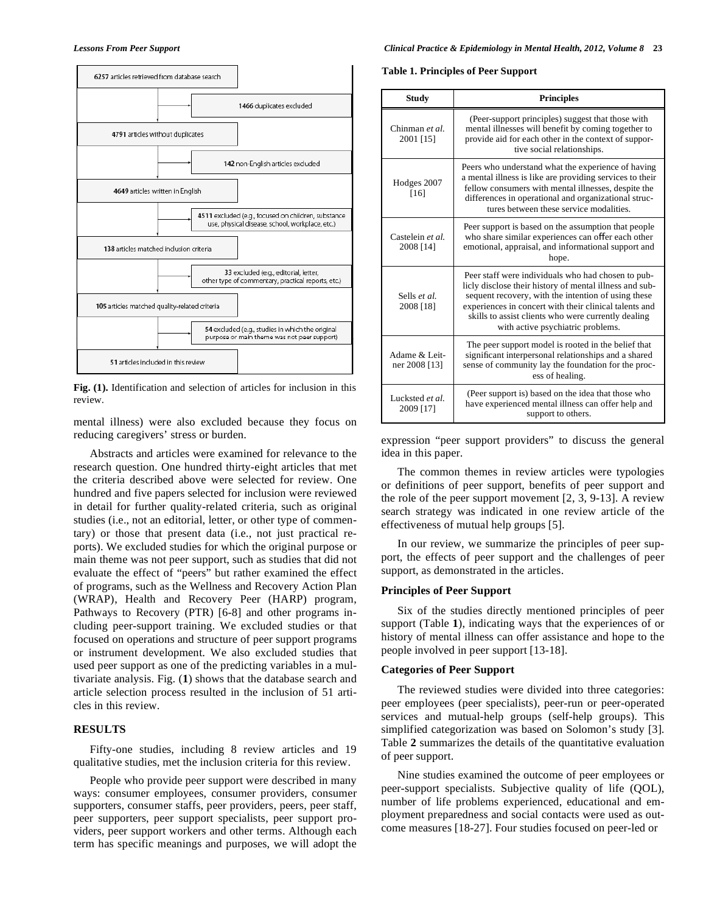6257 articles retrieved from database search

1466 duplicates excluded

4791 articles without duplicates

142 non-English articles excluded

4649 articles written in English

4511 excluded (e.g., focused on children, substance use, physical disease, school, workplace, etc.)

138 articles matched inclusion criteria

33 excluded (e.g., editorial, letter, other type of commentary, practical reports, etc.)

105 articles matched quality-related criteria

54 excluded (e.g., studies in which the original purpose or main theme was not peer support)

51 articles included in this review

**Fig. (1).** Identification and selection of articles for inclusion in this review.

mental illness) were also excluded because they focus on reducing caregivers' stress or burden.

Abstracts and articles were examined for relevance to the research question. One hundred thirty-eight articles that met the criteria described above were selected for review. One hundred and five papers selected for inclusion were reviewed in detail for further quality-related criteria, such as original studies (i.e., not an editorial, letter, or other type of commentary) or those that present data (i.e., not just practical reports). We excluded studies for which the original purpose or main theme was not peer support, such as studies that did not evaluate the effect of "peers" but rather examined the effect of programs, such as the Wellness and Recovery Action Plan (WRAP), Health and Recovery Peer (HARP) program, Pathways to Recovery (PTR) [6-8] and other programs including peer-support training. We excluded studies or that focused on operations and structure of peer support programs or instrument development. We also excluded studies that used peer support as one of the predicting variables in a multivariate analysis. Fig. (**1**) shows that the database search and article selection process resulted in the inclusion of 51 articles in this review.

## RESULTS

Fifty-one studies, including 8 review articles and 19 qualitative studies, met the inclusion criteria for this review.

People who provide peer support were described in many ways: consumer employees, consumer providers, consumer supporters, consumer staffs, peer providers, peers, peer staff, peer supporters, peer support specialists, peer support providers, peer support workers and other terms. Although each term has specific meanings and purposes, we will adopt the expression "peer support providers" to discuss the general idea in this paper.

**Table 1. Principles of Peer Support**

| Study | Principles |
|---|---|
| Chinman *et al.* 2001 [15] | (Peer-support principles) suggest that those with mental illnesses will benefit by coming together to provide aid for each other in the context of supportive social relationships. |
| Hodges 2007 [16] | Peers who understand what the experience of having a mental illness is like are providing services to their fellow consumers with mental illnesses, despite the differences in operational and organizational structures between these service modalities. |
| Castelein *et al.* 2008 [14] | Peer support is based on the assumption that people who share similar experiences can offer each other emotional, appraisal, and informational support and hope. |
| Sells *et al.* 2008 [18] | Peer staff were individuals who had chosen to publicly disclose their history of mental illness and subsequent recovery, with the intention of using these experiences in concert with their clinical talents and skills to assist clients who were currently dealing with active psychiatric problems. |
| Adame & Leitner 2008 [13] | The peer support model is rooted in the belief that significant interpersonal relationships and a shared sense of community lay the foundation for the process of healing. |
| Lucksted *et al.* 2009 [17] | (Peer support is) based on the idea that those who have experienced mental illness can offer help and support to others. |

The common themes in review articles were typologies or definitions of peer support, benefits of peer support and the role of the peer support movement [2, 3, 9-13]. A review search strategy was indicated in one review article of the effectiveness of mutual help groups [5].

In our review, we summarize the principles of peer support, the effects of peer support and the challenges of peer support, as demonstrated in the articles.

### Principles of Peer Support

Six of the studies directly mentioned principles of peer support (Table **1**), indicating ways that the experiences of or history of mental illness can offer assistance and hope to the people involved in peer support [13-18].

### Categories of Peer Support

The reviewed studies were divided into three categories: peer employees (peer specialists), peer-run or peer-operated services and mutual-help groups (self-help groups). This simplified categorization was based on Solomon's study [3]. Table **2** summarizes the details of the quantitative evaluation of peer support.

Nine studies examined the outcome of peer employees or peer-support specialists. Subjective quality of life (QOL), number of life problems experienced, educational and employment preparedness and social contacts were used as outcome measures [18-27]. Four studies focused on peer-led or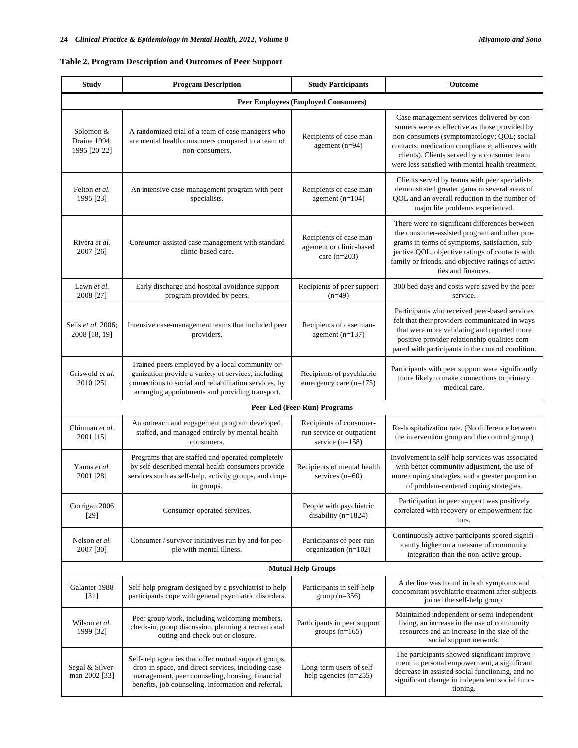**Table 2. Program Description and Outcomes of Peer Support**

| Study | Program Description | Study Participants | Outcome |
|---|---|---|---|
| **Peer Employees (Employed Consumers)** | | | |
| Solomon & Draine 1994; 1995 [20-22] | A randomized trial of a team of case managers who are mental health consumers compared to a team of non-consumers. | Recipients of case management (n=94) | Case management services delivered by consumers were as effective as those provided by non-consumers (symptomatology; QOL; social contacts; medication compliance; alliances with clients). Clients served by a consumer team were less satisfied with mental health treatment. |
| Felton *et al.* 1995 [23] | An intensive case-management program with peer specialists. | Recipients of case management (n=104) | Clients served by teams with peer specialists demonstrated greater gains in several areas of QOL and an overall reduction in the number of major life problems experienced. |
| Rivera *et al.* 2007 [26] | Consumer-assisted case management with standard clinic-based care. | Recipients of case management or clinic-based care (n=203) | There were no significant differences between the consumer-assisted program and other programs in terms of symptoms, satisfaction, subjective QOL, objective ratings of contacts with family or friends, and objective ratings of activities and finances. |
| Lawn *et al.* 2008 [27] | Early discharge and hospital avoidance support program provided by peers. | Recipients of peer support (n=49) | 300 bed days and costs were saved by the peer service. |
| Sells *et al.* 2006; 2008 [18, 19] | Intensive case-management teams that included peer providers. | Recipients of case management (n=137) | Participants who received peer-based services felt that their providers communicated in ways that were more validating and reported more positive provider relationship qualities compared with participants in the control condition. |
| Griswold *et al.* 2010 [25] | Trained peers employed by a local community organization provide a variety of services, including connections to social and rehabilitation services, by arranging appointments and providing transport. | Recipients of psychiatric emergency care (n=175) | Participants with peer support were significantly more likely to make connections to primary medical care. |
| **Peer-Led (Peer-Run) Programs** | | | |
| Chinman *et al.* 2001 [15] | An outreach and engagement program developed, staffed, and managed entirely by mental health consumers. | Recipients of consumer-run service or outpatient service (n=158) | Re-hospitalization rate. (No difference between the intervention group and the control group.) |
| Yanos *et al.* 2001 [28] | Programs that are staffed and operated completely by self-described mental health consumers provide services such as self-help, activity groups, and drop-in groups. | Recipients of mental health services (n=60) | Involvement in self-help services was associated with better community adjustment, the use of more coping strategies, and a greater proportion of problem-centered coping strategies. |
| Corrigan 2006 [29] | Consumer-operated services. | People with psychiatric disability (n=1824) | Participation in peer support was positively correlated with recovery or empowerment factors. |
| Nelson *et al.* 2007 [30] | Consumer / survivor initiatives run by and for people with mental illness. | Participants of peer-run organization (n=102) | Continuously active participants scored significantly higher on a measure of community integration than the non-active group. |
| **Mutual Help Groups** | | | |
| Galanter 1988 [31] | Self-help program designed by a psychiatrist to help participants cope with general psychiatric disorders. | Participants in self-help group (n=356) | A decline was found in both symptoms and concomitant psychiatric treatment after subjects joined the self-help group. |
| Wilson *et al.* 1999 [32] | Peer group work, including welcoming members, check-in, group discussion, planning a recreational outing and check-out or closure. | Participants in peer support groups (n=165) | Maintained independent or semi-independent living, an increase in the use of community resources and an increase in the size of the social support network. |
| Segal & Silverman 2002 [33] | Self-help agencies that offer mutual support groups, drop-in space, and direct services, including case management, peer counseling, housing, financial benefits, job counseling, information and referral. | Long-term users of self-help agencies (n=255) | The participants showed significant improvement in personal empowerment, a significant decrease in assisted social functioning, and no significant change in independent social functioning. |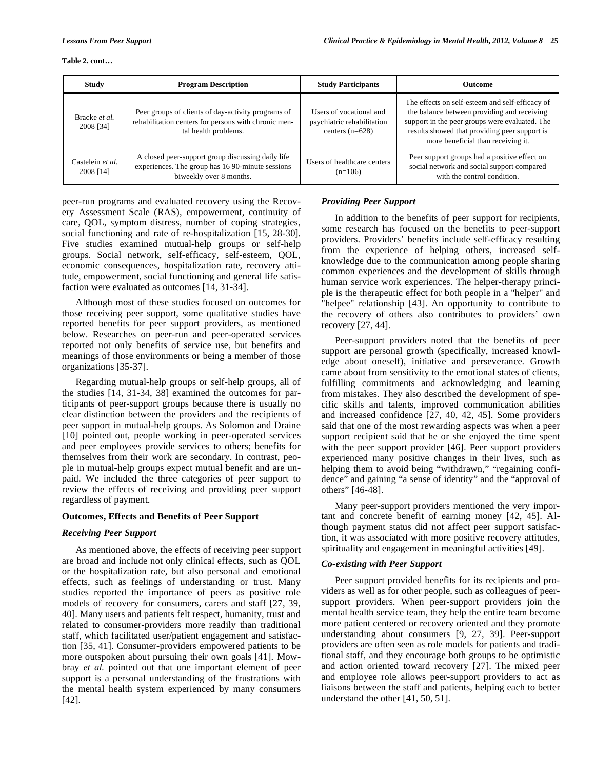**Table 2. cont…**

| Study | Program Description | Study Participants | Outcome |
|---|---|---|---|
| Bracke *et al.* 2008 [34] | Peer groups of clients of day-activity programs of rehabilitation centers for persons with chronic mental health problems. | Users of vocational and psychiatric rehabilitation centers (n=628) | The effects on self-esteem and self-efficacy of the balance between providing and receiving support in the peer groups were evaluated. The results showed that providing peer support is more beneficial than receiving it. |
| Castelein *et al.* 2008 [14] | A closed peer-support group discussing daily life experiences. The group has 16 90-minute sessions biweekly over 8 months. | Users of healthcare centers (n=106) | Peer support groups had a positive effect on social network and social support compared with the control condition. |

peer-run programs and evaluated recovery using the Recovery Assessment Scale (RAS), empowerment, continuity of care, QOL, symptom distress, number of coping strategies, social functioning and rate of re-hospitalization [15, 28-30]. Five studies examined mutual-help groups or self-help groups. Social network, self-efficacy, self-esteem, QOL, economic consequences, hospitalization rate, recovery attitude, empowerment, social functioning and general life satisfaction were evaluated as outcomes [14, 31-34].

Although most of these studies focused on outcomes for those receiving peer support, some qualitative studies have reported benefits for peer support providers, as mentioned below. Researches on peer-run and peer-operated services reported not only benefits of service use, but benefits and meanings of those environments or being a member of those organizations [35-37].

Regarding mutual-help groups or self-help groups, all of the studies [14, 31-34, 38] examined the outcomes for participants of peer-support groups because there is usually no clear distinction between the providers and the recipients of peer support in mutual-help groups. As Solomon and Draine [10] pointed out, people working in peer-operated services and peer employees provide services to others; benefits for themselves from their work are secondary. In contrast, people in mutual-help groups expect mutual benefit and are unpaid. We included the three categories of peer support to review the effects of receiving and providing peer support regardless of payment.

## Outcomes, Effects and Benefits of Peer Support

### *Receiving Peer Support*

As mentioned above, the effects of receiving peer support are broad and include not only clinical effects, such as QOL or the hospitalization rate, but also personal and emotional effects, such as feelings of understanding or trust. Many studies reported the importance of peers as positive role models of recovery for consumers, carers and staff [27, 39, 40]. Many users and patients felt respect, humanity, trust and related to consumer-providers more readily than traditional staff, which facilitated user/patient engagement and satisfaction [35, 41]. Consumer-providers empowered patients to be more outspoken about pursuing their own goals [41]. Mowbray *et al.* pointed out that one important element of peer support is a personal understanding of the frustrations with the mental health system experienced by many consumers [42].

### *Providing Peer Support*

In addition to the benefits of peer support for recipients, some research has focused on the benefits to peer-support providers. Providers' benefits include self-efficacy resulting from the experience of helping others, increased self-knowledge due to the communication among people sharing common experiences and the development of skills through human service work experiences. The helper-therapy principle is the therapeutic effect for both people in a "helper" and "helpee" relationship [43]. An opportunity to contribute to the recovery of others also contributes to providers' own recovery [27, 44].

Peer-support providers noted that the benefits of peer support are personal growth (specifically, increased knowledge about oneself), initiative and perseverance. Growth came about from sensitivity to the emotional states of clients, fulfilling commitments and acknowledging and learning from mistakes. They also described the development of specific skills and talents, improved communication abilities and increased confidence [27, 40, 42, 45]. Some providers said that one of the most rewarding aspects was when a peer support recipient said that he or she enjoyed the time spent with the peer support provider [46]. Peer support providers experienced many positive changes in their lives, such as helping them to avoid being "withdrawn," "regaining confidence" and gaining "a sense of identity" and the "approval of others" [46-48].

Many peer-support providers mentioned the very important and concrete benefit of earning money [42, 45]. Although payment status did not affect peer support satisfaction, it was associated with more positive recovery attitudes, spirituality and engagement in meaningful activities [49].

### *Co-existing with Peer Support*

Peer support provided benefits for its recipients and providers as well as for other people, such as colleagues of peer-support providers. When peer-support providers join the mental health service team, they help the entire team become more patient centered or recovery oriented and they promote understanding about consumers [9, 27, 39]. Peer-support providers are often seen as role models for patients and traditional staff, and they encourage both groups to be optimistic and action oriented toward recovery [27]. The mixed peer and employee role allows peer-support providers to act as liaisons between the staff and patients, helping each to better understand the other [41, 50, 51].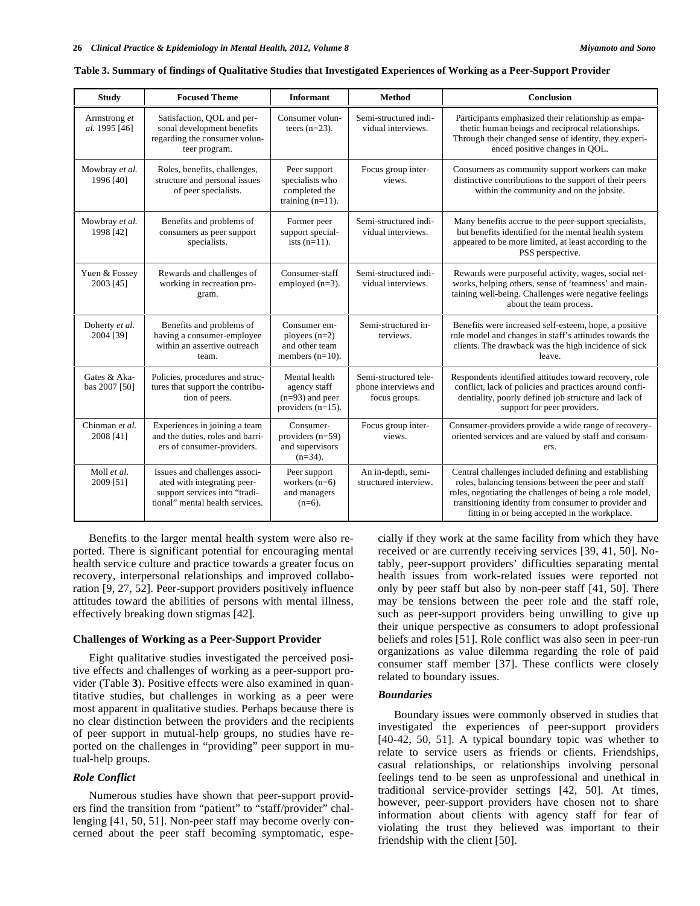**Table 3. Summary of findings of Qualitative Studies that Investigated Experiences of Working as a Peer-Support Provider**

| Study | Focused Theme | Informant | Method | Conclusion |
|---|---|---|---|---|
| Armstrong *et al.* 1995 [46] | Satisfaction, QOL and personal development benefits regarding the consumer volunteer program. | Consumer volunteers (n=23). | Semi-structured individual interviews. | Participants emphasized their relationship as empathetic human beings and reciprocal relationships. Through their changed sense of identity, they experienced positive changes in QOL. |
| Mowbray *et al.* 1996 [40] | Roles, benefits, challenges, structure and personal issues of peer specialists. | Peer support specialists who completed the training (n=11). | Focus group interviews. | Consumers as community support workers can make distinctive contributions to the support of their peers within the community and on the jobsite. |
| Mowbray *et al.* 1998 [42] | Benefits and problems of consumers as peer support specialists. | Former peer support specialists (n=11). | Semi-structured individual interviews. | Many benefits accrue to the peer-support specialists, but benefits identified for the mental health system appeared to be more limited, at least according to the PSS perspective. |
| Yuen & Fossey 2003 [45] | Rewards and challenges of working in recreation program. | Consumer-staff employed (n=3). | Semi-structured individual interviews. | Rewards were purposeful activity, wages, social networks, helping others, sense of 'teamness' and maintaining well-being. Challenges were negative feelings about the team process. |
| Doherty *et al.* 2004 [39] | Benefits and problems of having a consumer-employee within an assertive outreach team. | Consumer employees (n=2) and other team members (n=10). | Semi-structured interviews. | Benefits were increased self-esteem, hope, a positive role model and changes in staff's attitudes towards the clients. The drawback was the high incidence of sick leave. |
| Gates & Akabas 2007 [50] | Policies, procedures and structures that support the contribution of peers. | Mental health agency staff (n=93) and peer providers (n=15). | Semi-structured telephone interviews and focus groups. | Respondents identified attitudes toward recovery, role conflict, lack of policies and practices around confidentiality, poorly defined job structure and lack of support for peer providers. |
| Chinman *et al.* 2008 [41] | Experiences in joining a team and the duties, roles and barriers of consumer-providers. | Consumer-providers (n=59) and supervisors (n=34). | Focus group interviews. | Consumer-providers provide a wide range of recovery-oriented services and are valued by staff and consumers. |
| Moll *et al.* 2009 [51] | Issues and challenges associated with integrating peer-support services into "traditional" mental health services. | Peer support workers (n=6) and managers (n=6). | An in-depth, semi-structured interview. | Central challenges included defining and establishing roles, balancing tensions between the peer and staff roles, negotiating the challenges of being a role model, transitioning identity from consumer to provider and fitting in or being accepted in the workplace. |

Benefits to the larger mental health system were also reported. There is significant potential for encouraging mental health service culture and practice towards a greater focus on recovery, interpersonal relationships and improved collaboration [9, 27, 52]. Peer-support providers positively influence attitudes toward the abilities of persons with mental illness, effectively breaking down stigmas [42].

## Challenges of Working as a Peer-Support Provider

Eight qualitative studies investigated the perceived positive effects and challenges of working as a peer-support provider (Table **3**). Positive effects were also examined in quantitative studies, but challenges in working as a peer were most apparent in qualitative studies. Perhaps because there is no clear distinction between the providers and the recipients of peer support in mutual-help groups, no studies have reported on the challenges in "providing" peer support in mutual-help groups.

### *Role Conflict*

Numerous studies have shown that peer-support providers find the transition from "patient" to "staff/provider" challenging [41, 50, 51]. Non-peer staff may become overly concerned about the peer staff becoming symptomatic, especially if they work at the same facility from which they have received or are currently receiving services [39, 41, 50]. Notably, peer-support providers' difficulties separating mental health issues from work-related issues were reported not only by peer staff but also by non-peer staff [41, 50]. There may be tensions between the peer role and the staff role, such as peer-support providers being unwilling to give up their unique perspective as consumers to adopt professional beliefs and roles [51]. Role conflict was also seen in peer-run organizations as value dilemma regarding the role of paid consumer staff member [37]. These conflicts were closely related to boundary issues.

### *Boundaries*

Boundary issues were commonly observed in studies that investigated the experiences of peer-support providers [40-42, 50, 51]. A typical boundary topic was whether to relate to service users as friends or clients. Friendships, casual relationships, or relationships involving personal feelings tend to be seen as unprofessional and unethical in traditional service-provider settings [42, 50]. At times, however, peer-support providers have chosen not to share information about clients with agency staff for fear of violating the trust they believed was important to their friendship with the client [50].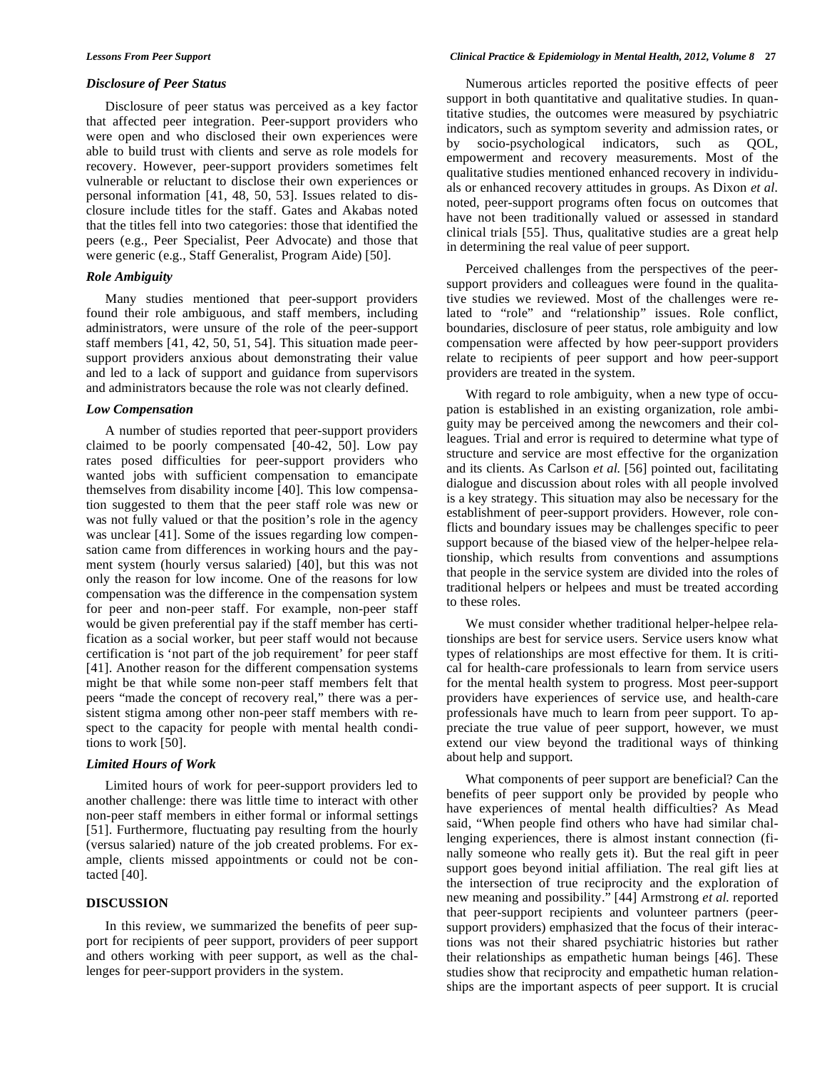### *Disclosure of Peer Status*

Disclosure of peer status was perceived as a key factor that affected peer integration. Peer-support providers who were open and who disclosed their own experiences were able to build trust with clients and serve as role models for recovery. However, peer-support providers sometimes felt vulnerable or reluctant to disclose their own experiences or personal information [41, 48, 50, 53]. Issues related to disclosure include titles for the staff. Gates and Akabas noted that the titles fell into two categories: those that identified the peers (e.g., Peer Specialist, Peer Advocate) and those that were generic (e.g., Staff Generalist, Program Aide) [50].

### *Role Ambiguity*

Many studies mentioned that peer-support providers found their role ambiguous, and staff members, including administrators, were unsure of the role of the peer-support staff members [41, 42, 50, 51, 54]. This situation made peer-support providers anxious about demonstrating their value and led to a lack of support and guidance from supervisors and administrators because the role was not clearly defined.

### *Low Compensation*

A number of studies reported that peer-support providers claimed to be poorly compensated [40-42, 50]. Low pay rates posed difficulties for peer-support providers who wanted jobs with sufficient compensation to emancipate themselves from disability income [40]. This low compensation suggested to them that the peer staff role was new or was not fully valued or that the position's role in the agency was unclear [41]. Some of the issues regarding low compensation came from differences in working hours and the payment system (hourly versus salaried) [40], but this was not only the reason for low income. One of the reasons for low compensation was the difference in the compensation system for peer and non-peer staff. For example, non-peer staff would be given preferential pay if the staff member has certification as a social worker, but peer staff would not because certification is 'not part of the job requirement' for peer staff [41]. Another reason for the different compensation systems might be that while some non-peer staff members felt that peers "made the concept of recovery real," there was a persistent stigma among other non-peer staff members with respect to the capacity for people with mental health conditions to work [50].

### *Limited Hours of Work*

Limited hours of work for peer-support providers led to another challenge: there was little time to interact with other non-peer staff members in either formal or informal settings [51]. Furthermore, fluctuating pay resulting from the hourly (versus salaried) nature of the job created problems. For example, clients missed appointments or could not be contacted [40].

## DISCUSSION

In this review, we summarized the benefits of peer support for recipients of peer support, providers of peer support and others working with peer support, as well as the challenges for peer-support providers in the system.

Numerous articles reported the positive effects of peer support in both quantitative and qualitative studies. In quantitative studies, the outcomes were measured by psychiatric indicators, such as symptom severity and admission rates, or by socio-psychological indicators, such as QOL, empowerment and recovery measurements. Most of the qualitative studies mentioned enhanced recovery in individuals or enhanced recovery attitudes in groups. As Dixon *et al.* noted, peer-support programs often focus on outcomes that have not been traditionally valued or assessed in standard clinical trials [55]. Thus, qualitative studies are a great help in determining the real value of peer support.

Perceived challenges from the perspectives of the peer-support providers and colleagues were found in the qualitative studies we reviewed. Most of the challenges were related to "role" and "relationship" issues. Role conflict, boundaries, disclosure of peer status, role ambiguity and low compensation were affected by how peer-support providers relate to recipients of peer support and how peer-support providers are treated in the system.

With regard to role ambiguity, when a new type of occupation is established in an existing organization, role ambiguity may be perceived among the newcomers and their colleagues. Trial and error is required to determine what type of structure and service are most effective for the organization and its clients. As Carlson *et al.* [56] pointed out, facilitating dialogue and discussion about roles with all people involved is a key strategy. This situation may also be necessary for the establishment of peer-support providers. However, role conflicts and boundary issues may be challenges specific to peer support because of the biased view of the helper-helpee relationship, which results from conventions and assumptions that people in the service system are divided into the roles of traditional helpers or helpees and must be treated according to these roles.

We must consider whether traditional helper-helpee relationships are best for service users. Service users know what types of relationships are most effective for them. It is critical for health-care professionals to learn from service users for the mental health system to progress. Most peer-support providers have experiences of service use, and health-care professionals have much to learn from peer support. To appreciate the true value of peer support, however, we must extend our view beyond the traditional ways of thinking about help and support.

What components of peer support are beneficial? Can the benefits of peer support only be provided by people who have experiences of mental health difficulties? As Mead said, "When people find others who have had similar challenging experiences, there is almost instant connection (finally someone who really gets it). But the real gift in peer support goes beyond initial affiliation. The real gift lies at the intersection of true reciprocity and the exploration of new meaning and possibility." [44] Armstrong *et al.* reported that peer-support recipients and volunteer partners (peer-support providers) emphasized that the focus of their interactions was not their shared psychiatric histories but rather their relationships as empathetic human beings [46]. These studies show that reciprocity and empathetic human relationships are the important aspects of peer support. It is crucial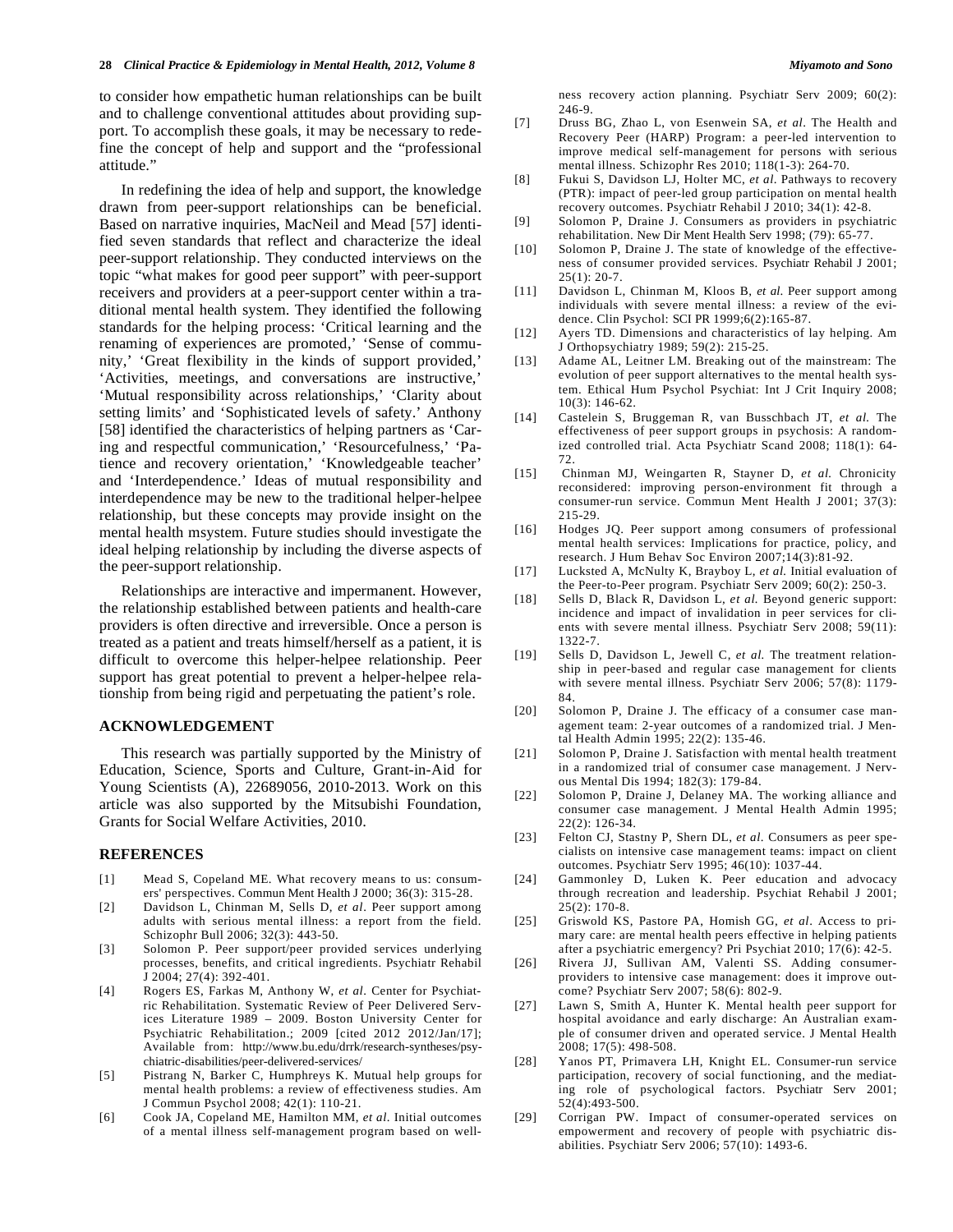to consider how empathetic human relationships can be built and to challenge conventional attitudes about providing support. To accomplish these goals, it may be necessary to redefine the concept of help and support and the "professional attitude."

In redefining the idea of help and support, the knowledge drawn from peer-support relationships can be beneficial. Based on narrative inquiries, MacNeil and Mead [57] identified seven standards that reflect and characterize the ideal peer-support relationship. They conducted interviews on the topic "what makes for good peer support" with peer-support receivers and providers at a peer-support center within a traditional mental health system. They identified the following standards for the helping process: 'Critical learning and the renaming of experiences are promoted,' 'Sense of community,' 'Great flexibility in the kinds of support provided,' 'Activities, meetings, and conversations are instructive,' 'Mutual responsibility across relationships,' 'Clarity about setting limits' and 'Sophisticated levels of safety.' Anthony [58] identified the characteristics of helping partners as 'Caring and respectful communication,' 'Resourcefulness,' 'Patience and recovery orientation,' 'Knowledgeable teacher' and 'Interdependence.' Ideas of mutual responsibility and interdependence may be new to the traditional helper-helpee relationship, but these concepts may provide insight on the mental health msystem. Future studies should investigate the ideal helping relationship by including the diverse aspects of the peer-support relationship.

Relationships are interactive and impermanent. However, the relationship established between patients and health-care providers is often directive and irreversible. Once a person is treated as a patient and treats himself/herself as a patient, it is difficult to overcome this helper-helpee relationship. Peer support has great potential to prevent a helper-helpee relationship from being rigid and perpetuating the patient's role.

## ACKNOWLEDGEMENT

This research was partially supported by the Ministry of Education, Science, Sports and Culture, Grant-in-Aid for Young Scientists (A), 22689056, 2010-2013. Work on this article was also supported by the Mitsubishi Foundation, Grants for Social Welfare Activities, 2010.

## REFERENCES

[1] Mead S, Copeland ME. What recovery means to us: consumers' perspectives. Commun Ment Health J 2000; 36(3): 315-28.

[2] Davidson L, Chinman M, Sells D, *et al*. Peer support among adults with serious mental illness: a report from the field. Schizophr Bull 2006; 32(3): 443-50.

[3] Solomon P. Peer support/peer provided services underlying processes, benefits, and critical ingredients. Psychiatr Rehabil J 2004; 27(4): 392-401.

[4] Rogers ES, Farkas M, Anthony W, *et al*. Center for Psychiatric Rehabilitation. Systematic Review of Peer Delivered Services Literature 1989 – 2009. Boston University Center for Psychiatric Rehabilitation.; 2009 [cited 2012 2012/Jan/17]; Available from: http://www.bu.edu/drrk/research-syntheses/psychiatric-disabilities/peer-delivered-services/

[5] Pistrang N, Barker C, Humphreys K. Mutual help groups for mental health problems: a review of effectiveness studies. Am J Commun Psychol 2008; 42(1): 110-21.

[6] Cook JA, Copeland ME, Hamilton MM, *et al*. Initial outcomes of a mental illness self-management program based on wellness recovery action planning. Psychiatr Serv 2009; 60(2): 246-9.

[7] Druss BG, Zhao L, von Esenwein SA, *et al*. The Health and Recovery Peer (HARP) Program: a peer-led intervention to improve medical self-management for persons with serious mental illness. Schizophr Res 2010; 118(1-3): 264-70.

[8] Fukui S, Davidson LJ, Holter MC, *et al.* Pathways to recovery (PTR): impact of peer-led group participation on mental health recovery outcomes. Psychiatr Rehabil J 2010; 34(1): 42-8.

[9] Solomon P, Draine J. Consumers as providers in psychiatric rehabilitation. New Dir Ment Health Serv 1998; (79): 65-77.

[10] Solomon P, Draine J. The state of knowledge of the effectiveness of consumer provided services. Psychiatr Rehabil J 2001; 25(1): 20-7.

[11] Davidson L, Chinman M, Kloos B, *et al.* Peer support among individuals with severe mental illness: a review of the evidence. Clin Psychol: SCI PR 1999;6(2):165-87.

[12] Ayers TD. Dimensions and characteristics of lay helping. Am J Orthopsychiatry 1989; 59(2): 215-25.

[13] Adame AL, Leitner LM. Breaking out of the mainstream: The evolution of peer support alternatives to the mental health system. Ethical Hum Psychol Psychiat: Int J Crit Inquiry 2008; 10(3): 146-62.

[14] Castelein S, Bruggeman R, van Busschbach JT, *et al.* The effectiveness of peer support groups in psychosis: A randomized controlled trial. Acta Psychiatr Scand 2008; 118(1): 64-72.

[15] Chinman MJ, Weingarten R, Stayner D, *et al.* Chronicity reconsidered: improving person-environment fit through a consumer-run service. Commun Ment Health J 2001; 37(3): 215-29.

[16] Hodges JQ. Peer support among consumers of professional mental health services: Implications for practice, policy, and research. J Hum Behav Soc Environ 2007;14(3):81-92.

[17] Lucksted A, McNulty K, Brayboy L, *et al.* Initial evaluation of the Peer-to-Peer program. Psychiatr Serv 2009; 60(2): 250-3.

[18] Sells D, Black R, Davidson L, *et al.* Beyond generic support: incidence and impact of invalidation in peer services for clients with severe mental illness. Psychiatr Serv 2008; 59(11): 1322-7.

[19] Sells D, Davidson L, Jewell C, *et al.* The treatment relationship in peer-based and regular case management for clients with severe mental illness. Psychiatr Serv 2006; 57(8): 1179-84.

[20] Solomon P, Draine J. The efficacy of a consumer case management team: 2-year outcomes of a randomized trial. J Mental Health Admin 1995; 22(2): 135-46.

[21] Solomon P, Draine J. Satisfaction with mental health treatment in a randomized trial of consumer case management. J Nervous Mental Dis 1994; 182(3): 179-84.

[22] Solomon P, Draine J, Delaney MA. The working alliance and consumer case management. J Mental Health Admin 1995; 22(2): 126-34.

[23] Felton CJ, Stastny P, Shern DL, *et al.* Consumers as peer specialists on intensive case management teams: impact on client outcomes. Psychiatr Serv 1995; 46(10): 1037-44.

[24] Gammonley D, Luken K. Peer education and advocacy through recreation and leadership. Psychiat Rehabil J 2001; 25(2): 170-8.

[25] Griswold KS, Pastore PA, Homish GG, *et al*. Access to primary care: are mental health peers effective in helping patients after a psychiatric emergency? Pri Psychiat 2010; 17(6): 42-5.

[26] Rivera JJ, Sullivan AM, Valenti SS. Adding consumer-providers to intensive case management: does it improve outcome? Psychiatr Serv 2007; 58(6): 802-9.

[27] Lawn S, Smith A, Hunter K. Mental health peer support for hospital avoidance and early discharge: An Australian example of consumer driven and operated service. J Mental Health 2008; 17(5): 498-508.

[28] Yanos PT, Primavera LH, Knight EL. Consumer-run service participation, recovery of social functioning, and the mediating role of psychological factors. Psychiatr Serv 2001; 52(4):493-500.

[29] Corrigan PW. Impact of consumer-operated services on empowerment and recovery of people with psychiatric disabilities. Psychiatr Serv 2006; 57(10): 1493-6.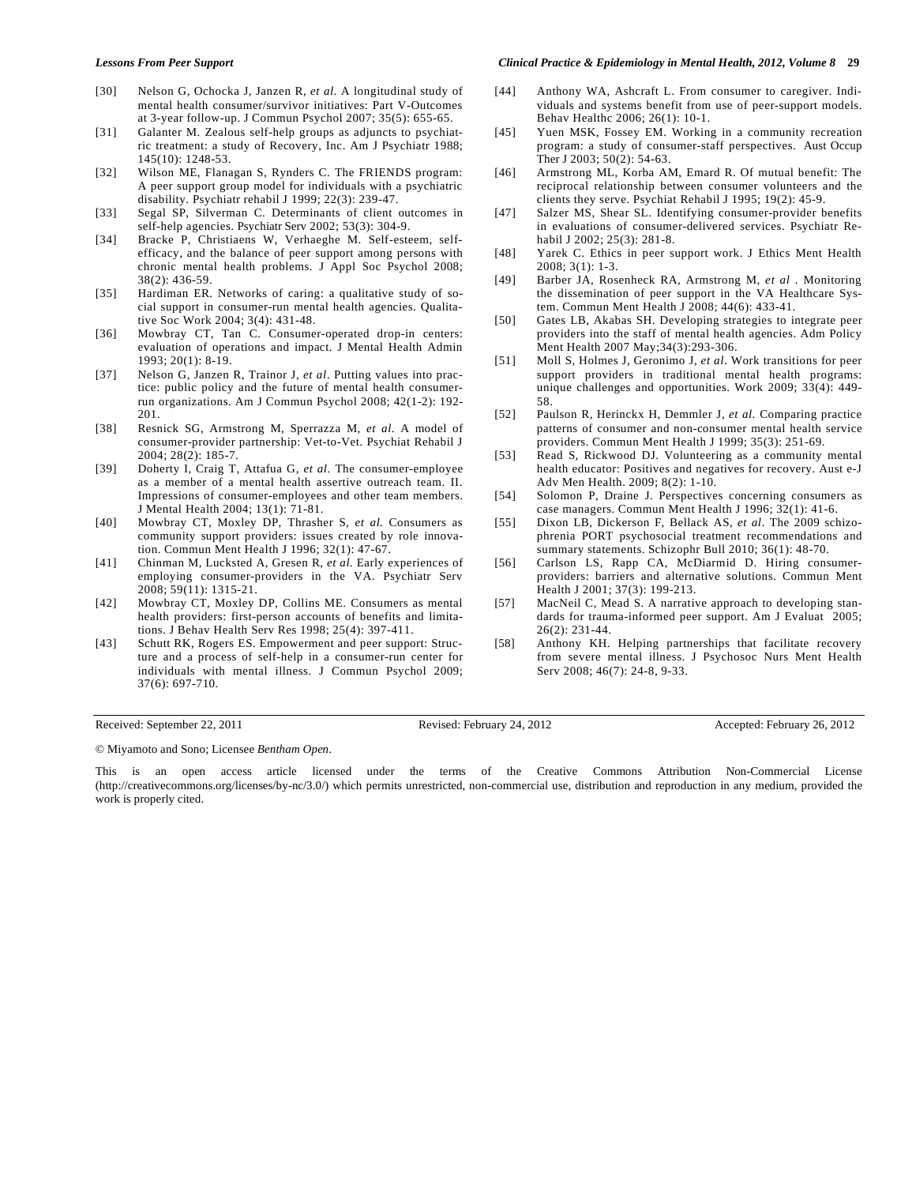[30] Nelson G, Ochocka J, Janzen R, *et al*. A longitudinal study of mental health consumer/survivor initiatives: Part V-Outcomes at 3-year follow-up. J Commun Psychol 2007; 35(5): 655-65.

[31] Galanter M. Zealous self-help groups as adjuncts to psychiatric treatment: a study of Recovery, Inc. Am J Psychiatr 1988; 145(10): 1248-53.

[32] Wilson ME, Flanagan S, Rynders C. The FRIENDS program: A peer support group model for individuals with a psychiatric disability. Psychiatr rehabil J 1999; 22(3): 239-47.

[33] Segal SP, Silverman C. Determinants of client outcomes in self-help agencies. Psychiatr Serv 2002; 53(3): 304-9.

[34] Bracke P, Christiaens W, Verhaeghe M. Self-esteem, self-efficacy, and the balance of peer support among persons with chronic mental health problems. J Appl Soc Psychol 2008; 38(2): 436-59.

[35] Hardiman ER. Networks of caring: a qualitative study of social support in consumer-run mental health agencies. Qualitative Soc Work 2004; 3(4): 431-48.

[36] Mowbray CT, Tan C. Consumer-operated drop-in centers: evaluation of operations and impact. J Mental Health Admin 1993; 20(1): 8-19.

[37] Nelson G, Janzen R, Trainor J, *et al*. Putting values into practice: public policy and the future of mental health consumer-run organizations. Am J Commun Psychol 2008; 42(1-2): 192-201.

[38] Resnick SG, Armstrong M, Sperrazza M, *et al*. A model of consumer-provider partnership: Vet-to-Vet. Psychiat Rehabil J 2004; 28(2): 185-7.

[39] Doherty I, Craig T, Attafua G, *et al*. The consumer-employee as a member of a mental health assertive outreach team. II. Impressions of consumer-employees and other team members. J Mental Health 2004; 13(1): 71-81.

[40] Mowbray CT, Moxley DP, Thrasher S, *et al.* Consumers as community support providers: issues created by role innovation. Commun Ment Health J 1996; 32(1): 47-67.

[41] Chinman M, Lucksted A, Gresen R, *et al.* Early experiences of employing consumer-providers in the VA. Psychiatr Serv 2008; 59(11): 1315-21.

[42] Mowbray CT, Moxley DP, Collins ME. Consumers as mental health providers: first-person accounts of benefits and limitations. J Behav Health Serv Res 1998; 25(4): 397-411.

[43] Schutt RK, Rogers ES. Empowerment and peer support: Structure and a process of self-help in a consumer-run center for individuals with mental illness. J Commun Psychol 2009; 37(6): 697-710.

[44] Anthony WA, Ashcraft L. From consumer to caregiver. Individuals and systems benefit from use of peer-support models. Behav Healthc 2006; 26(1): 10-1.

[45] Yuen MSK, Fossey EM. Working in a community recreation program: a study of consumer-staff perspectives. Aust Occup Ther J 2003; 50(2): 54-63.

[46] Armstrong ML, Korba AM, Emard R. Of mutual benefit: The reciprocal relationship between consumer volunteers and the clients they serve. Psychiat Rehabil J 1995; 19(2): 45-9.

[47] Salzer MS, Shear SL. Identifying consumer-provider benefits in evaluations of consumer-delivered services. Psychiatr Rehabil J 2002; 25(3): 281-8.

[48] Yarek C. Ethics in peer support work. J Ethics Ment Health 2008; 3(1): 1-3.

[49] Barber JA, Rosenheck RA, Armstrong M, *et al* . Monitoring the dissemination of peer support in the VA Healthcare System. Commun Ment Health J 2008; 44(6): 433-41.

[50] Gates LB, Akabas SH. Developing strategies to integrate peer providers into the staff of mental health agencies. Adm Policy Ment Health 2007 May;34(3):293-306.

[51] Moll S, Holmes J, Geronimo J, *et al*. Work transitions for peer support providers in traditional mental health programs: unique challenges and opportunities. Work 2009; 33(4): 449-58.

[52] Paulson R, Herinckx H, Demmler J, *et al.* Comparing practice patterns of consumer and non-consumer mental health service providers. Commun Ment Health J 1999; 35(3): 251-69.

[53] Read S, Rickwood DJ. Volunteering as a community mental health educator: Positives and negatives for recovery. Aust e-J Adv Men Health. 2009; 8(2): 1-10.

[54] Solomon P, Draine J. Perspectives concerning consumers as case managers. Commun Ment Health J 1996; 32(1): 41-6.

[55] Dixon LB, Dickerson F, Bellack AS, *et al*. The 2009 schizophrenia PORT psychosocial treatment recommendations and summary statements. Schizophr Bull 2010; 36(1): 48-70.

[56] Carlson LS, Rapp CA, McDiarmid D. Hiring consumer-providers: barriers and alternative solutions. Commun Ment Health J 2001; 37(3): 199-213.

[57] MacNeil C, Mead S. A narrative approach to developing standards for trauma-informed peer support. Am J Evaluat 2005; 26(2): 231-44.

[58] Anthony KH. Helping partnerships that facilitate recovery from severe mental illness. J Psychosoc Nurs Ment Health Serv 2008; 46(7): 24-8, 9-33.

Received: September 22, 2011 Revised: February 24, 2012 Accepted: February 26, 2012

© Miyamoto and Sono; Licensee *Bentham Open*.

This is an open access article licensed under the terms of the Creative Commons Attribution Non-Commercial License (http://creativecommons.org/licenses/by-nc/3.0/) which permits unrestricted, non-commercial use, distribution and reproduction in any medium, provided the work is properly cited.